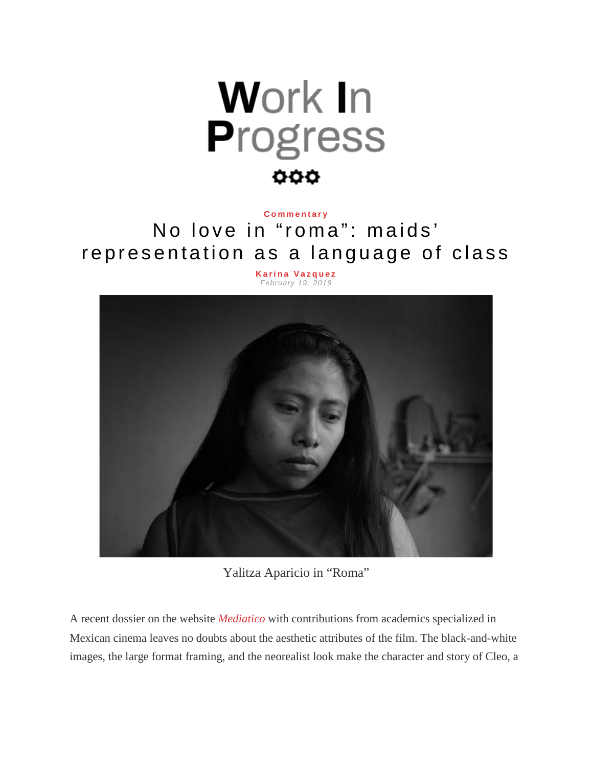Work In Progress

Commentary

# No love in “roma”: maids’ representation as a language of class

**Karina Vazquez**
*February 19, 2019*

Yalitza Aparicio in “Roma”

A recent dossier on the website *Mediatico* with contributions from academics specialized in Mexican cinema leaves no doubts about the aesthetic attributes of the film. The black-and-white images, the large format framing, and the neorealist look make the character and story of Cleo, a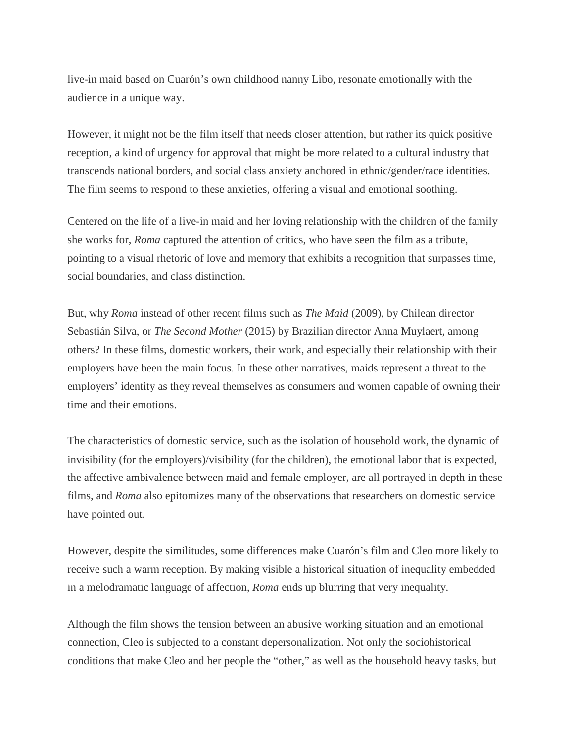live-in maid based on Cuarón's own childhood nanny Libo, resonate emotionally with the audience in a unique way.

However, it might not be the film itself that needs closer attention, but rather its quick positive reception, a kind of urgency for approval that might be more related to a cultural industry that transcends national borders, and social class anxiety anchored in ethnic/gender/race identities. The film seems to respond to these anxieties, offering a visual and emotional soothing.

Centered on the life of a live-in maid and her loving relationship with the children of the family she works for, *Roma* captured the attention of critics, who have seen the film as a tribute, pointing to a visual rhetoric of love and memory that exhibits a recognition that surpasses time, social boundaries, and class distinction.

But, why *Roma* instead of other recent films such as *The Maid* (2009), by Chilean director Sebastián Silva, or *The Second Mother* (2015) by Brazilian director Anna Muylaert, among others? In these films, domestic workers, their work, and especially their relationship with their employers have been the main focus. In these other narratives, maids represent a threat to the employers' identity as they reveal themselves as consumers and women capable of owning their time and their emotions.

The characteristics of domestic service, such as the isolation of household work, the dynamic of invisibility (for the employers)/visibility (for the children), the emotional labor that is expected, the affective ambivalence between maid and female employer, are all portrayed in depth in these films, and *Roma* also epitomizes many of the observations that researchers on domestic service have pointed out.

However, despite the similitudes, some differences make Cuarón's film and Cleo more likely to receive such a warm reception. By making visible a historical situation of inequality embedded in a melodramatic language of affection, *Roma* ends up blurring that very inequality.

Although the film shows the tension between an abusive working situation and an emotional connection, Cleo is subjected to a constant depersonalization. Not only the sociohistorical conditions that make Cleo and her people the "other," as well as the household heavy tasks, but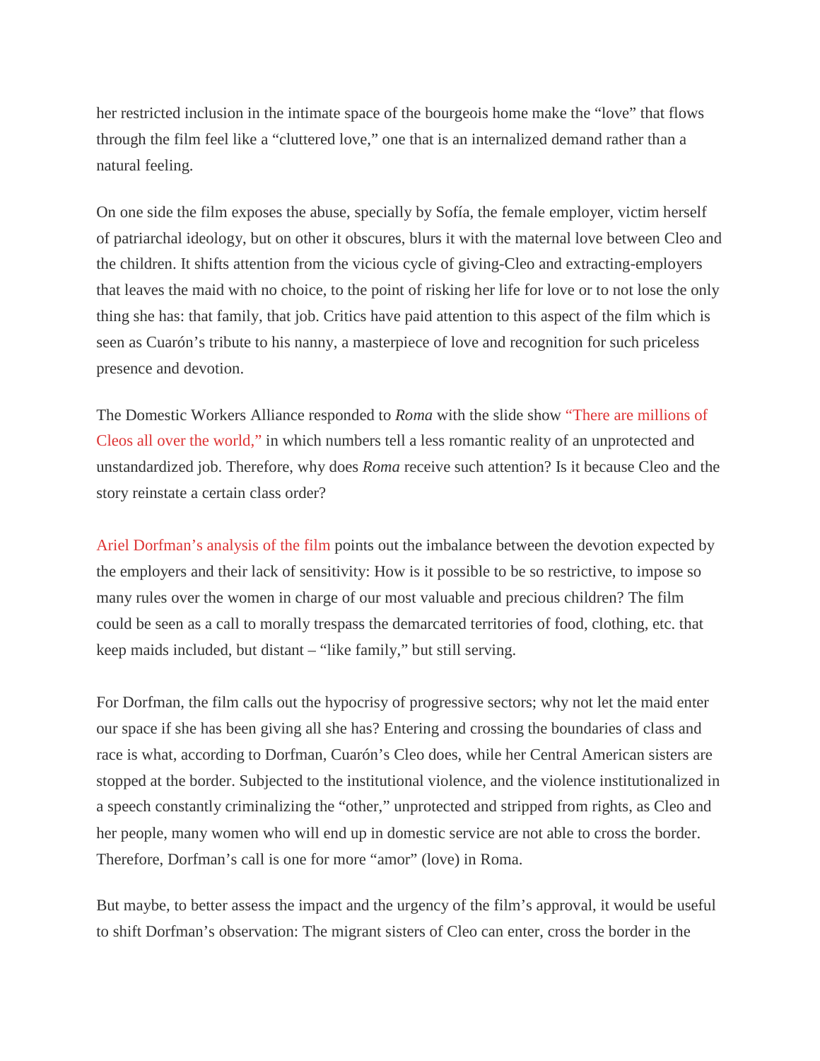her restricted inclusion in the intimate space of the bourgeois home make the "love" that flows through the film feel like a "cluttered love," one that is an internalized demand rather than a natural feeling.

On one side the film exposes the abuse, specially by Sofía, the female employer, victim herself of patriarchal ideology, but on other it obscures, blurs it with the maternal love between Cleo and the children. It shifts attention from the vicious cycle of giving-Cleo and extracting-employers that leaves the maid with no choice, to the point of risking her life for love or to not lose the only thing she has: that family, that job. Critics have paid attention to this aspect of the film which is seen as Cuarón's tribute to his nanny, a masterpiece of love and recognition for such priceless presence and devotion.

The Domestic Workers Alliance responded to *Roma* with the slide show "There are millions of Cleos all over the world," in which numbers tell a less romantic reality of an unprotected and unstandardized job. Therefore, why does *Roma* receive such attention? Is it because Cleo and the story reinstate a certain class order?

Ariel Dorfman's analysis of the film points out the imbalance between the devotion expected by the employers and their lack of sensitivity: How is it possible to be so restrictive, to impose so many rules over the women in charge of our most valuable and precious children? The film could be seen as a call to morally trespass the demarcated territories of food, clothing, etc. that keep maids included, but distant – "like family," but still serving.

For Dorfman, the film calls out the hypocrisy of progressive sectors; why not let the maid enter our space if she has been giving all she has? Entering and crossing the boundaries of class and race is what, according to Dorfman, Cuarón's Cleo does, while her Central American sisters are stopped at the border. Subjected to the institutional violence, and the violence institutionalized in a speech constantly criminalizing the "other," unprotected and stripped from rights, as Cleo and her people, many women who will end up in domestic service are not able to cross the border. Therefore, Dorfman's call is one for more "amor" (love) in Roma.

But maybe, to better assess the impact and the urgency of the film's approval, it would be useful to shift Dorfman's observation: The migrant sisters of Cleo can enter, cross the border in the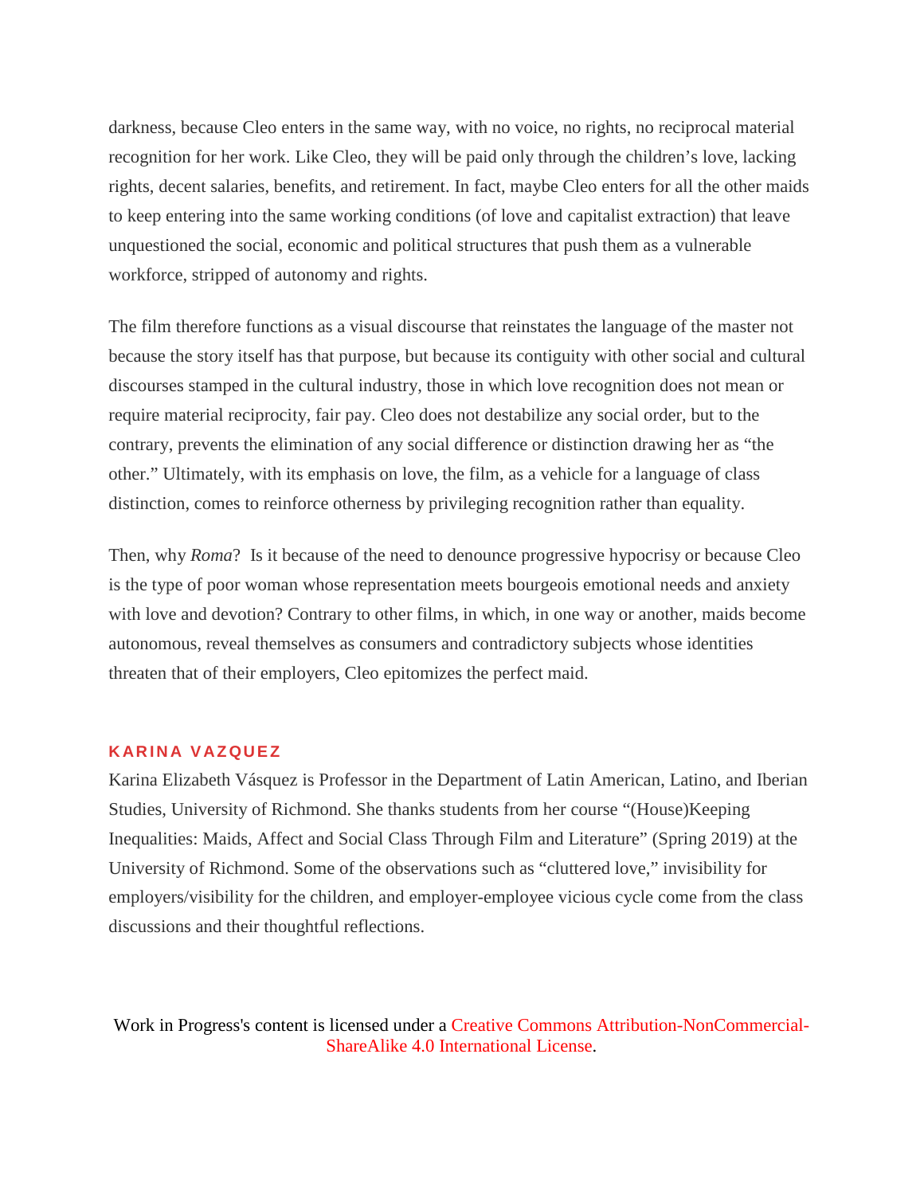darkness, because Cleo enters in the same way, with no voice, no rights, no reciprocal material recognition for her work. Like Cleo, they will be paid only through the children's love, lacking rights, decent salaries, benefits, and retirement. In fact, maybe Cleo enters for all the other maids to keep entering into the same working conditions (of love and capitalist extraction) that leave unquestioned the social, economic and political structures that push them as a vulnerable workforce, stripped of autonomy and rights.

The film therefore functions as a visual discourse that reinstates the language of the master not because the story itself has that purpose, but because its contiguity with other social and cultural discourses stamped in the cultural industry, those in which love recognition does not mean or require material reciprocity, fair pay. Cleo does not destabilize any social order, but to the contrary, prevents the elimination of any social difference or distinction drawing her as "the other." Ultimately, with its emphasis on love, the film, as a vehicle for a language of class distinction, comes to reinforce otherness by privileging recognition rather than equality.

Then, why *Roma*? Is it because of the need to denounce progressive hypocrisy or because Cleo is the type of poor woman whose representation meets bourgeois emotional needs and anxiety with love and devotion? Contrary to other films, in which, in one way or another, maids become autonomous, reveal themselves as consumers and contradictory subjects whose identities threaten that of their employers, Cleo epitomizes the perfect maid.

**KARINA VAZQUEZ**

Karina Elizabeth Vásquez is Professor in the Department of Latin American, Latino, and Iberian Studies, University of Richmond. She thanks students from her course "(House)Keeping Inequalities: Maids, Affect and Social Class Through Film and Literature" (Spring 2019) at the University of Richmond. Some of the observations such as "cluttered love," invisibility for employers/visibility for the children, and employer-employee vicious cycle come from the class discussions and their thoughtful reflections.

Work in Progress's content is licensed under a Creative Commons Attribution-NonCommercial-ShareAlike 4.0 International License.